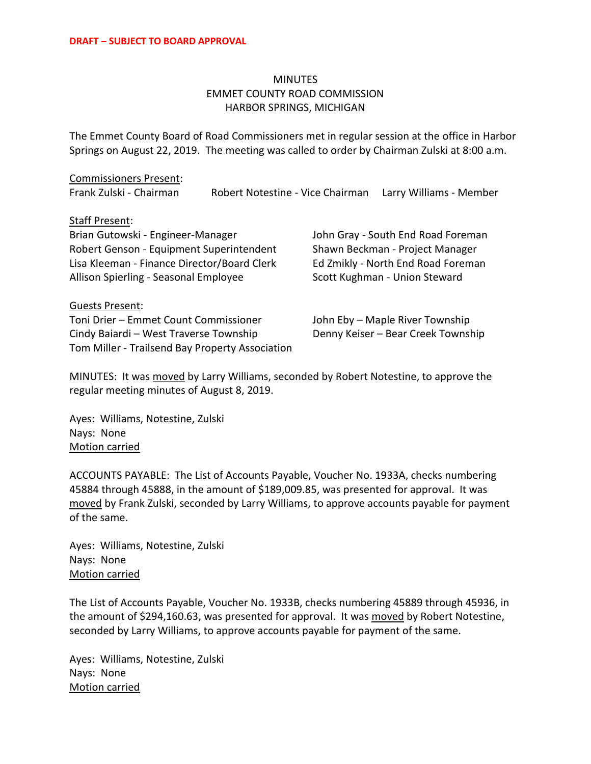**DRAFT – SUBJECT TO BOARD APPROVAL**

# MINUTES
## EMMET COUNTY ROAD COMMISSION
## HARBOR SPRINGS, MICHIGAN

The Emmet County Board of Road Commissioners met in regular session at the office in Harbor Springs on August 22, 2019. The meeting was called to order by Chairman Zulski at 8:00 a.m.

<u>Commissioners Present</u>:
Frank Zulski - Chairman
Robert Notestine - Vice Chairman
Larry Williams - Member

<u>Staff Present</u>:
Brian Gutowski - Engineer-Manager
Robert Genson - Equipment Superintendent
Lisa Kleeman - Finance Director/Board Clerk
Allison Spierling - Seasonal Employee
John Gray - South End Road Foreman
Shawn Beckman - Project Manager
Ed Zmikly - North End Road Foreman
Scott Kughman - Union Steward

<u>Guests Present</u>:
Toni Drier – Emmet Count Commissioner
Cindy Baiardi – West Traverse Township
Tom Miller - Trailsend Bay Property Association
John Eby – Maple River Township
Denny Keiser – Bear Creek Township

MINUTES: It was <u>moved</u> by Larry Williams, seconded by Robert Notestine, to approve the regular meeting minutes of August 8, 2019.

Ayes: Williams, Notestine, Zulski
Nays: None
<u>Motion carried</u>

ACCOUNTS PAYABLE: The List of Accounts Payable, Voucher No. 1933A, checks numbering 45884 through 45888, in the amount of $189,009.85, was presented for approval. It was <u>moved</u> by Frank Zulski, seconded by Larry Williams, to approve accounts payable for payment of the same.

Ayes: Williams, Notestine, Zulski
Nays: None
<u>Motion carried</u>

The List of Accounts Payable, Voucher No. 1933B, checks numbering 45889 through 45936, in the amount of $294,160.63, was presented for approval. It was <u>moved</u> by Robert Notestine, seconded by Larry Williams, to approve accounts payable for payment of the same.

Ayes: Williams, Notestine, Zulski
Nays: None
<u>Motion carried</u>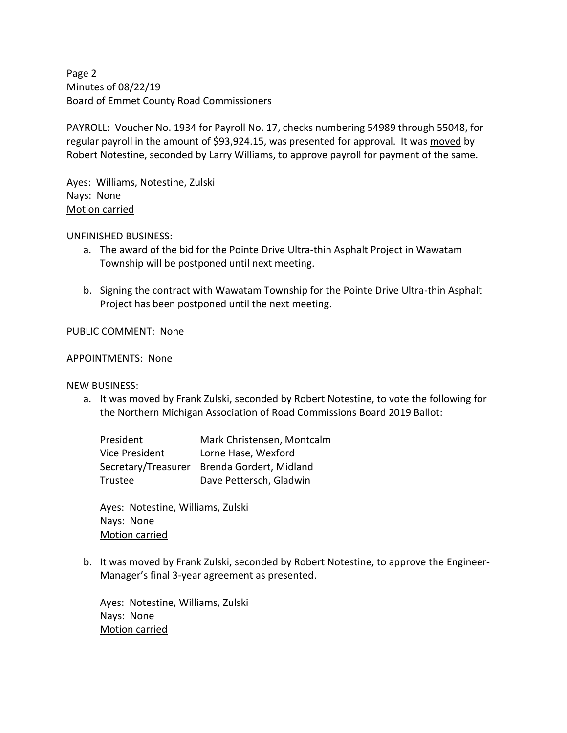PAYROLL: Voucher No. 1934 for Payroll No. 17, checks numbering 54989 through 55048, for regular payroll in the amount of $93,924.15, was presented for approval. It was <u>moved</u> by Robert Notestine, seconded by Larry Williams, to approve payroll for payment of the same.

Ayes: Williams, Notestine, Zulski
Nays: None
<u>Motion carried</u>

UNFINISHED BUSINESS:

a. The award of the bid for the Pointe Drive Ultra-thin Asphalt Project in Wawatam Township will be postponed until next meeting.

b. Signing the contract with Wawatam Township for the Pointe Drive Ultra-thin Asphalt Project has been postponed until the next meeting.

PUBLIC COMMENT: None

APPOINTMENTS: None

NEW BUSINESS:

a. It was moved by Frank Zulski, seconded by Robert Notestine, to vote the following for the Northern Michigan Association of Road Commissions Board 2019 Ballot:

| | |
|---|---|
| President | Mark Christensen, Montcalm |
| Vice President | Lorne Hase, Wexford |
| Secretary/Treasurer | Brenda Gordert, Midland |
| Trustee | Dave Pettersch, Gladwin |

Ayes: Notestine, Williams, Zulski
Nays: None
<u>Motion carried</u>

b. It was moved by Frank Zulski, seconded by Robert Notestine, to approve the Engineer-Manager's final 3-year agreement as presented.

Ayes: Notestine, Williams, Zulski
Nays: None
<u>Motion carried</u>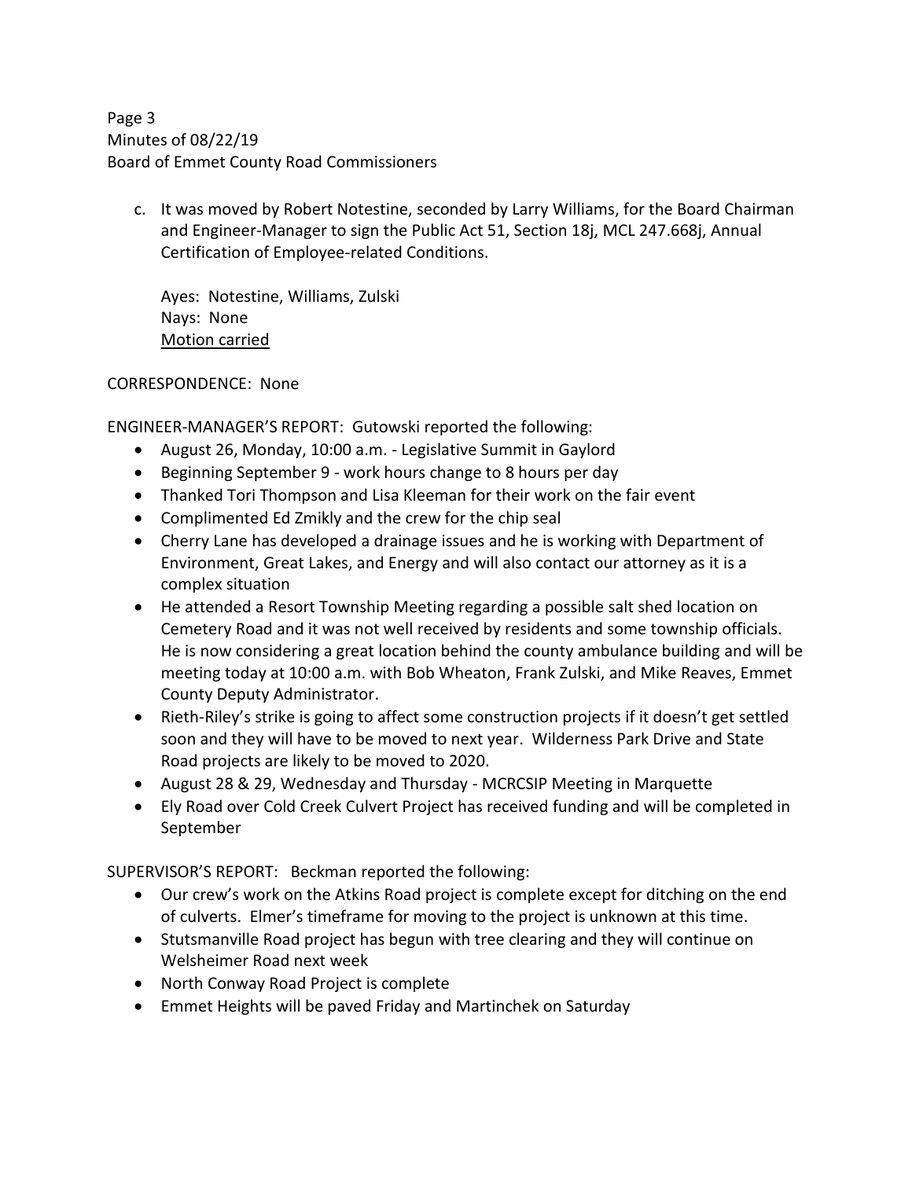c. It was moved by Robert Notestine, seconded by Larry Williams, for the Board Chairman and Engineer-Manager to sign the Public Act 51, Section 18j, MCL 247.668j, Annual Certification of Employee-related Conditions.

   Ayes: Notestine, Williams, Zulski
   Nays: None
   Motion carried

CORRESPONDENCE: None

ENGINEER-MANAGER'S REPORT: Gutowski reported the following:

- August 26, Monday, 10:00 a.m. - Legislative Summit in Gaylord
- Beginning September 9 - work hours change to 8 hours per day
- Thanked Tori Thompson and Lisa Kleeman for their work on the fair event
- Complimented Ed Zmikly and the crew for the chip seal
- Cherry Lane has developed a drainage issues and he is working with Department of Environment, Great Lakes, and Energy and will also contact our attorney as it is a complex situation
- He attended a Resort Township Meeting regarding a possible salt shed location on Cemetery Road and it was not well received by residents and some township officials. He is now considering a great location behind the county ambulance building and will be meeting today at 10:00 a.m. with Bob Wheaton, Frank Zulski, and Mike Reaves, Emmet County Deputy Administrator.
- Rieth-Riley's strike is going to affect some construction projects if it doesn't get settled soon and they will have to be moved to next year. Wilderness Park Drive and State Road projects are likely to be moved to 2020.
- August 28 & 29, Wednesday and Thursday - MCRCSIP Meeting in Marquette
- Ely Road over Cold Creek Culvert Project has received funding and will be completed in September

SUPERVISOR'S REPORT: Beckman reported the following:

- Our crew's work on the Atkins Road project is complete except for ditching on the end of culverts. Elmer's timeframe for moving to the project is unknown at this time.
- Stutsmanville Road project has begun with tree clearing and they will continue on Welsheimer Road next week
- North Conway Road Project is complete
- Emmet Heights will be paved Friday and Martinchek on Saturday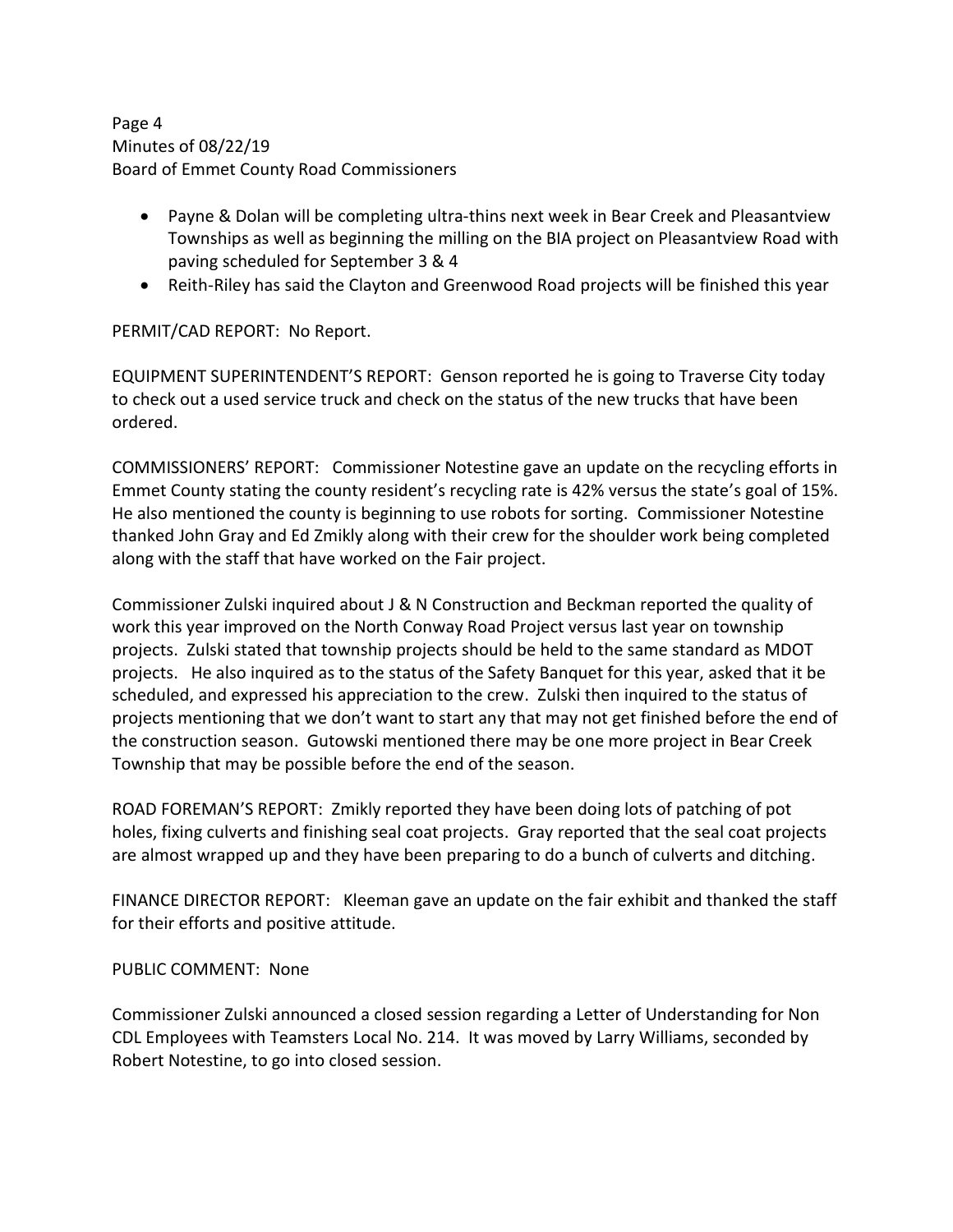- Payne & Dolan will be completing ultra-thins next week in Bear Creek and Pleasantview Townships as well as beginning the milling on the BIA project on Pleasantview Road with paving scheduled for September 3 & 4
- Reith-Riley has said the Clayton and Greenwood Road projects will be finished this year

PERMIT/CAD REPORT: No Report.

EQUIPMENT SUPERINTENDENT'S REPORT: Genson reported he is going to Traverse City today to check out a used service truck and check on the status of the new trucks that have been ordered.

COMMISSIONERS' REPORT: Commissioner Notestine gave an update on the recycling efforts in Emmet County stating the county resident's recycling rate is 42% versus the state's goal of 15%. He also mentioned the county is beginning to use robots for sorting. Commissioner Notestine thanked John Gray and Ed Zmikly along with their crew for the shoulder work being completed along with the staff that have worked on the Fair project.

Commissioner Zulski inquired about J & N Construction and Beckman reported the quality of work this year improved on the North Conway Road Project versus last year on township projects. Zulski stated that township projects should be held to the same standard as MDOT projects. He also inquired as to the status of the Safety Banquet for this year, asked that it be scheduled, and expressed his appreciation to the crew. Zulski then inquired to the status of projects mentioning that we don't want to start any that may not get finished before the end of the construction season. Gutowski mentioned there may be one more project in Bear Creek Township that may be possible before the end of the season.

ROAD FOREMAN'S REPORT: Zmikly reported they have been doing lots of patching of pot holes, fixing culverts and finishing seal coat projects. Gray reported that the seal coat projects are almost wrapped up and they have been preparing to do a bunch of culverts and ditching.

FINANCE DIRECTOR REPORT: Kleeman gave an update on the fair exhibit and thanked the staff for their efforts and positive attitude.

PUBLIC COMMENT: None

Commissioner Zulski announced a closed session regarding a Letter of Understanding for Non CDL Employees with Teamsters Local No. 214. It was moved by Larry Williams, seconded by Robert Notestine, to go into closed session.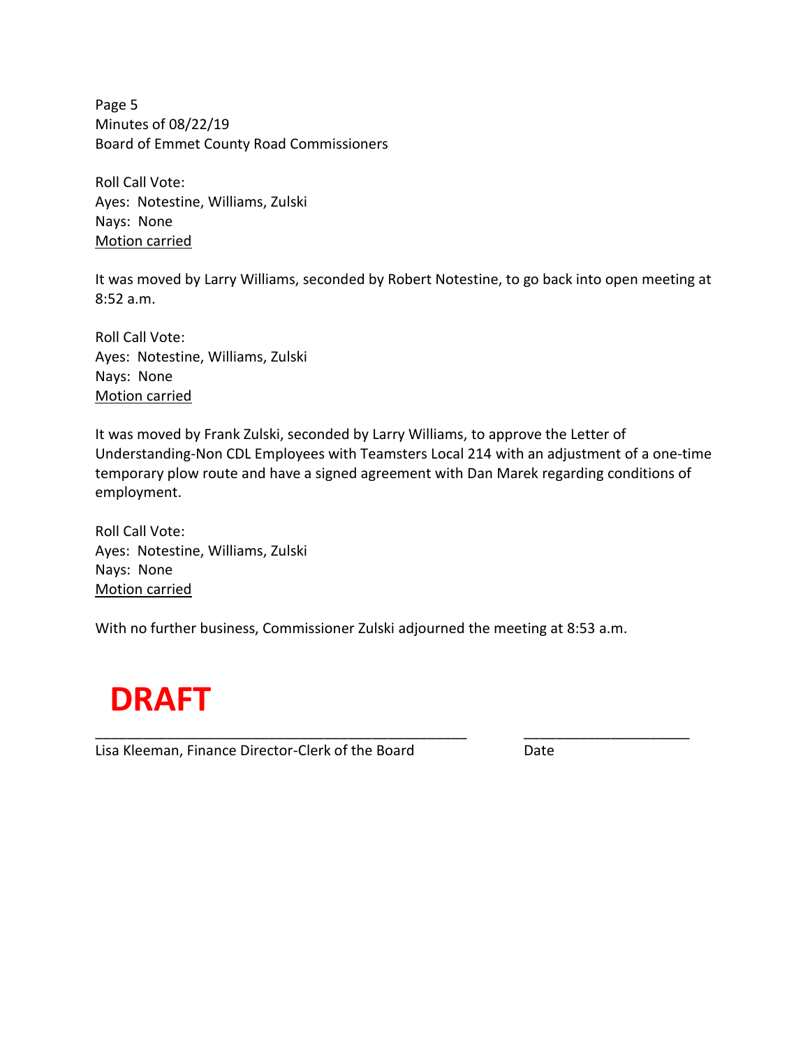Roll Call Vote:
Ayes: Notestine, Williams, Zulski
Nays: None
Motion carried

It was moved by Larry Williams, seconded by Robert Notestine, to go back into open meeting at 8:52 a.m.

Roll Call Vote:
Ayes: Notestine, Williams, Zulski
Nays: None
Motion carried

It was moved by Frank Zulski, seconded by Larry Williams, to approve the Letter of Understanding-Non CDL Employees with Teamsters Local 214 with an adjustment of a one-time temporary plow route and have a signed agreement with Dan Marek regarding conditions of employment.

Roll Call Vote:
Ayes: Notestine, Williams, Zulski
Nays: None
Motion carried

With no further business, Commissioner Zulski adjourned the meeting at 8:53 a.m.

**DRAFT**

_______________________________________________ &nbsp;&nbsp;&nbsp;&nbsp; _____________________

Lisa Kleeman, Finance Director-Clerk of the Board &nbsp;&nbsp;&nbsp;&nbsp; Date